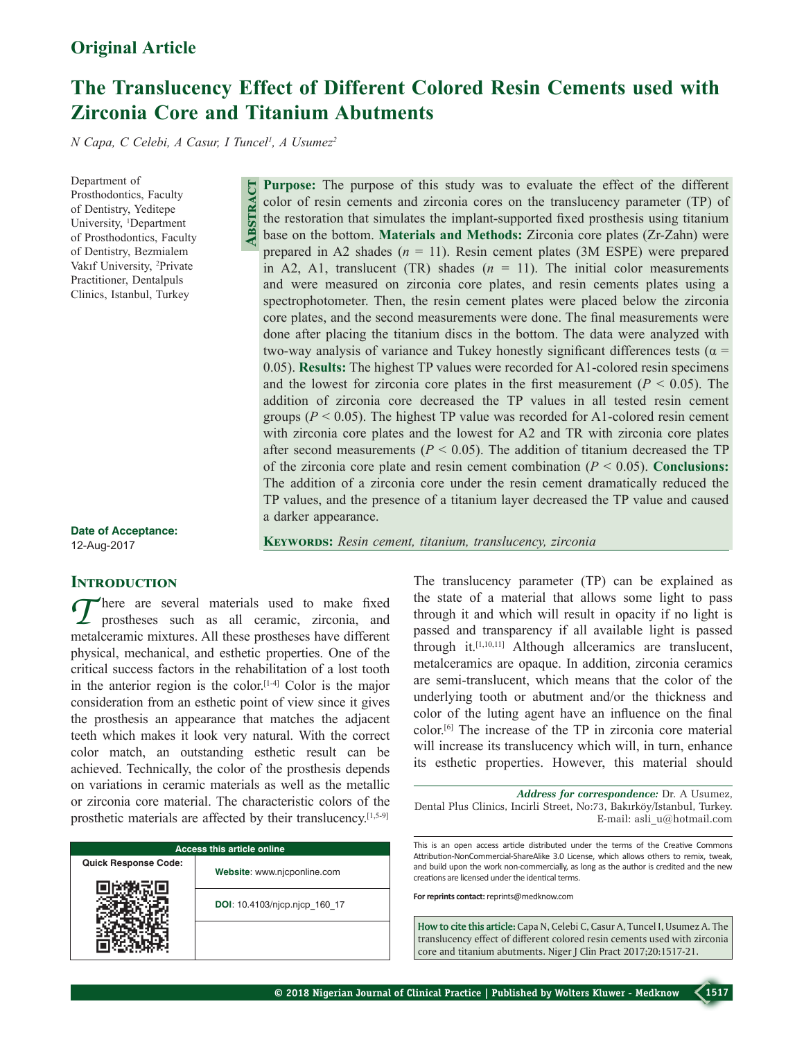**Original Article**

# The Translucency Effect of Different Colored Resin Cements used with Zirconia Core and Titanium Abutments

*N Capa, C Celebi, A Casur, I Tuncel[1], A Usumez[2]*

Department of Prosthodontics, Faculty of Dentistry, Yeditepe University, [1]Department of Prosthodontics, Faculty of Dentistry, Bezmialem Vakıf University, [2]Private Practitioner, Dentalpuls Clinics, Istanbul, Turkey

**Date of Acceptance:**
12-Aug-2017

## Abstract

**Purpose:** The purpose of this study was to evaluate the effect of the different color of resin cements and zirconia cores on the translucency parameter (TP) of the restoration that simulates the implant-supported fixed prosthesis using titanium base on the bottom. **Materials and Methods:** Zirconia core plates (Zr-Zahn) were prepared in A2 shades ($n$ = 11). Resin cement plates (3M ESPE) were prepared in A2, A1, translucent (TR) shades ($n$ = 11). The initial color measurements and were measured on zirconia core plates, and resin cements plates using a spectrophotometer. Then, the resin cement plates were placed below the zirconia core plates, and the second measurements were done. The final measurements were done after placing the titanium discs in the bottom. The data were analyzed with two-way analysis of variance and Tukey honestly significant differences tests ($\alpha$ = 0.05). **Results:** The highest TP values were recorded for A1-colored resin specimens and the lowest for zirconia core plates in the first measurement ($P < 0.05$). The addition of zirconia core decreased the TP values in all tested resin cement groups ($P < 0.05$). The highest TP value was recorded for A1-colored resin cement with zirconia core plates and the lowest for A2 and TR with zirconia core plates after second measurements ($P < 0.05$). The addition of titanium decreased the TP of the zirconia core plate and resin cement combination ($P < 0.05$). **Conclusions:** The addition of a zirconia core under the resin cement dramatically reduced the TP values, and the presence of a titanium layer decreased the TP value and caused a darker appearance.

**Keywords:** *Resin cement, titanium, translucency, zirconia*

## Introduction

There are several materials used to make fixed prostheses such as all ceramic, zirconia, and metalceramic mixtures. All these prostheses have different physical, mechanical, and esthetic properties. One of the critical success factors in the rehabilitation of a lost tooth in the anterior region is the color.[1-4] Color is the major consideration from an esthetic point of view since it gives the prosthesis an appearance that matches the adjacent teeth which makes it look very natural. With the correct color match, an outstanding esthetic result can be achieved. Technically, the color of the prosthesis depends on variations in ceramic materials as well as the metallic or zirconia core material. The characteristic colors of the prosthetic materials are affected by their translucency.[1,5-9]

The translucency parameter (TP) can be explained as the state of a material that allows some light to pass through it and which will result in opacity if no light is passed and transparency if all available light is passed through it.[1,10,11] Although allceramics are translucent, metalceramics are opaque. In addition, zirconia ceramics are semi-translucent, which means that the color of the underlying tooth or abutment and/or the thickness and color of the luting agent have an influence on the final color.[6] The increase of the TP in zirconia core material will increase its translucency which will, in turn, enhance its esthetic properties. However, this material should

*Address for correspondence:* Dr. A Usumez, Dental Plus Clinics, Incirli Street, No:73, Bakırköy/Istanbul, Turkey. E-mail: asli_u@hotmail.com

| Access this article online | |
|---|---|
| Quick Response Code: | Website: www.njcponline.com |
| | DOI: 10.4103/njcp.njcp_160_17 |

This is an open access article distributed under the terms of the Creative Commons Attribution-NonCommercial-ShareAlike 3.0 License, which allows others to remix, tweak, and build upon the work non-commercially, as long as the author is credited and the new creations are licensed under the identical terms.

**For reprints contact:** reprints@medknow.com

**How to cite this article:** Capa N, Celebi C, Casur A, Tuncel I, Usumez A. The translucency effect of different colored resin cements used with zirconia core and titanium abutments. Niger J Clin Pract 2017;20:1517-21.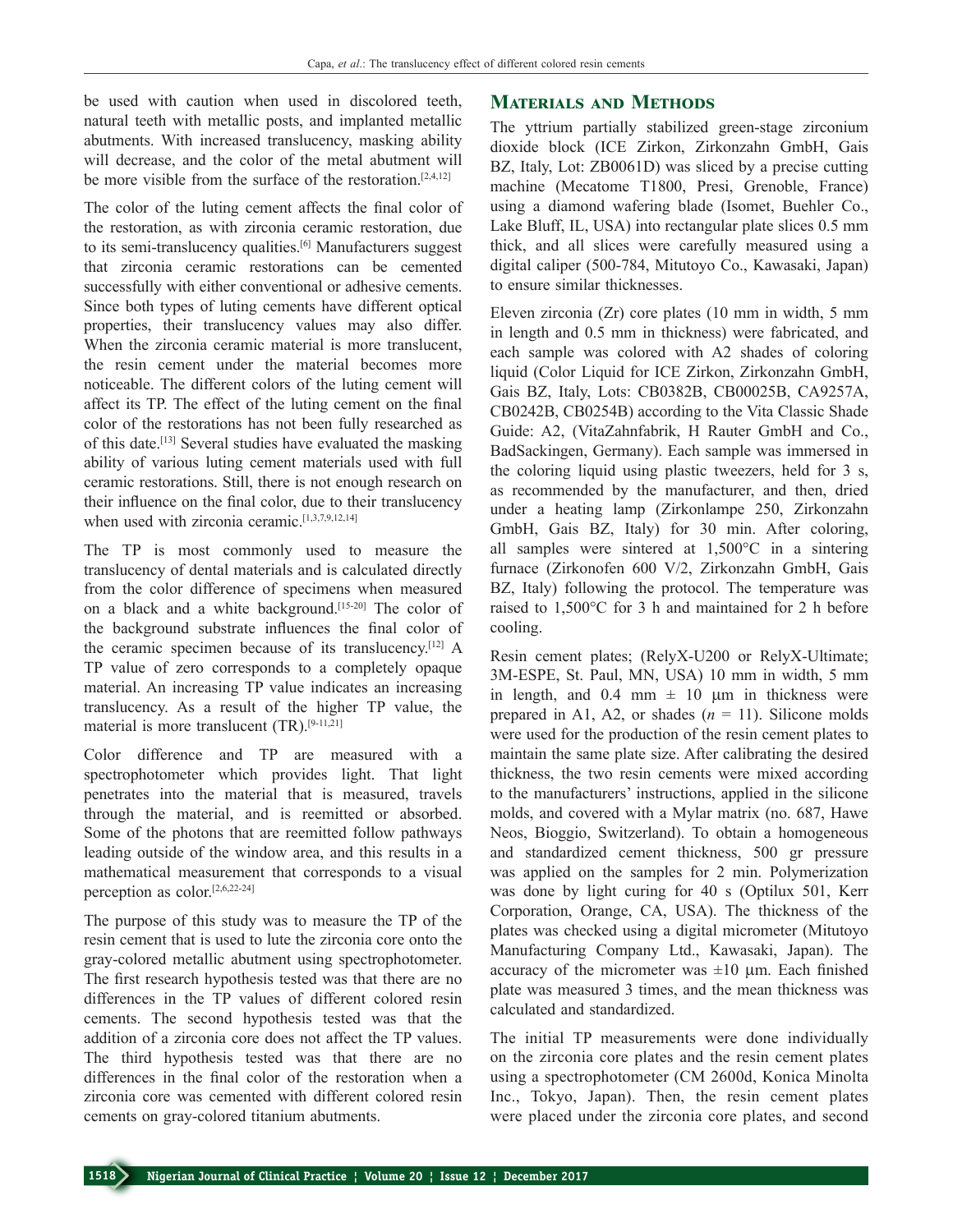be used with caution when used in discolored teeth, natural teeth with metallic posts, and implanted metallic abutments. With increased translucency, masking ability will decrease, and the color of the metal abutment will be more visible from the surface of the restoration.[2,4,12]

The color of the luting cement affects the final color of the restoration, as with zirconia ceramic restoration, due to its semi-translucency qualities.[6] Manufacturers suggest that zirconia ceramic restorations can be cemented successfully with either conventional or adhesive cements. Since both types of luting cements have different optical properties, their translucency values may also differ. When the zirconia ceramic material is more translucent, the resin cement under the material becomes more noticeable. The different colors of the luting cement will affect its TP. The effect of the luting cement on the final color of the restorations has not been fully researched as of this date.[13] Several studies have evaluated the masking ability of various luting cement materials used with full ceramic restorations. Still, there is not enough research on their influence on the final color, due to their translucency when used with zirconia ceramic.[1,3,7,9,12,14]

The TP is most commonly used to measure the translucency of dental materials and is calculated directly from the color difference of specimens when measured on a black and a white background.[15-20] The color of the background substrate influences the final color of the ceramic specimen because of its translucency.[12] A TP value of zero corresponds to a completely opaque material. An increasing TP value indicates an increasing translucency. As a result of the higher TP value, the material is more translucent (TR).[9-11,21]

Color difference and TP are measured with a spectrophotometer which provides light. That light penetrates into the material that is measured, travels through the material, and is reemitted or absorbed. Some of the photons that are reemitted follow pathways leading outside of the window area, and this results in a mathematical measurement that corresponds to a visual perception as color.[2,6,22-24]

The purpose of this study was to measure the TP of the resin cement that is used to lute the zirconia core onto the gray-colored metallic abutment using spectrophotometer. The first research hypothesis tested was that there are no differences in the TP values of different colored resin cements. The second hypothesis tested was that the addition of a zirconia core does not affect the TP values. The third hypothesis tested was that there are no differences in the final color of the restoration when a zirconia core was cemented with different colored resin cements on gray-colored titanium abutments.

## Materials and Methods

The yttrium partially stabilized green-stage zirconium dioxide block (ICE Zirkon, Zirkonzahn GmbH, Gais BZ, Italy, Lot: ZB0061D) was sliced by a precise cutting machine (Mecatome T1800, Presi, Grenoble, France) using a diamond wafering blade (Isomet, Buehler Co., Lake Bluff, IL, USA) into rectangular plate slices 0.5 mm thick, and all slices were carefully measured using a digital caliper (500-784, Mitutoyo Co., Kawasaki, Japan) to ensure similar thicknesses.

Eleven zirconia (Zr) core plates (10 mm in width, 5 mm in length and 0.5 mm in thickness) were fabricated, and each sample was colored with A2 shades of coloring liquid (Color Liquid for ICE Zirkon, Zirkonzahn GmbH, Gais BZ, Italy, Lots: CB0382B, CB00025B, CA9257A, CB0242B, CB0254B) according to the Vita Classic Shade Guide: A2, (VitaZahnfabrik, H Rauter GmbH and Co., BadSackingen, Germany). Each sample was immersed in the coloring liquid using plastic tweezers, held for 3 s, as recommended by the manufacturer, and then, dried under a heating lamp (Zirkonlampe 250, Zirkonzahn GmbH, Gais BZ, Italy) for 30 min. After coloring, all samples were sintered at 1,500°C in a sintering furnace (Zirkonofen 600 V/2, Zirkonzahn GmbH, Gais BZ, Italy) following the protocol. The temperature was raised to 1,500°C for 3 h and maintained for 2 h before cooling.

Resin cement plates; (RelyX-U200 or RelyX-Ultimate; 3M-ESPE, St. Paul, MN, USA) 10 mm in width, 5 mm in length, and 0.4 mm ± 10 µm in thickness were prepared in A1, A2, or shades ($n$ = 11). Silicone molds were used for the production of the resin cement plates to maintain the same plate size. After calibrating the desired thickness, the two resin cements were mixed according to the manufacturers' instructions, applied in the silicone molds, and covered with a Mylar matrix (no. 687, Hawe Neos, Bioggio, Switzerland). To obtain a homogeneous and standardized cement thickness, 500 gr pressure was applied on the samples for 2 min. Polymerization was done by light curing for 40 s (Optilux 501, Kerr Corporation, Orange, CA, USA). The thickness of the plates was checked using a digital micrometer (Mitutoyo Manufacturing Company Ltd., Kawasaki, Japan). The accuracy of the micrometer was ±10 µm. Each finished plate was measured 3 times, and the mean thickness was calculated and standardized.

The initial TP measurements were done individually on the zirconia core plates and the resin cement plates using a spectrophotometer (CM 2600d, Konica Minolta Inc., Tokyo, Japan). Then, the resin cement plates were placed under the zirconia core plates, and second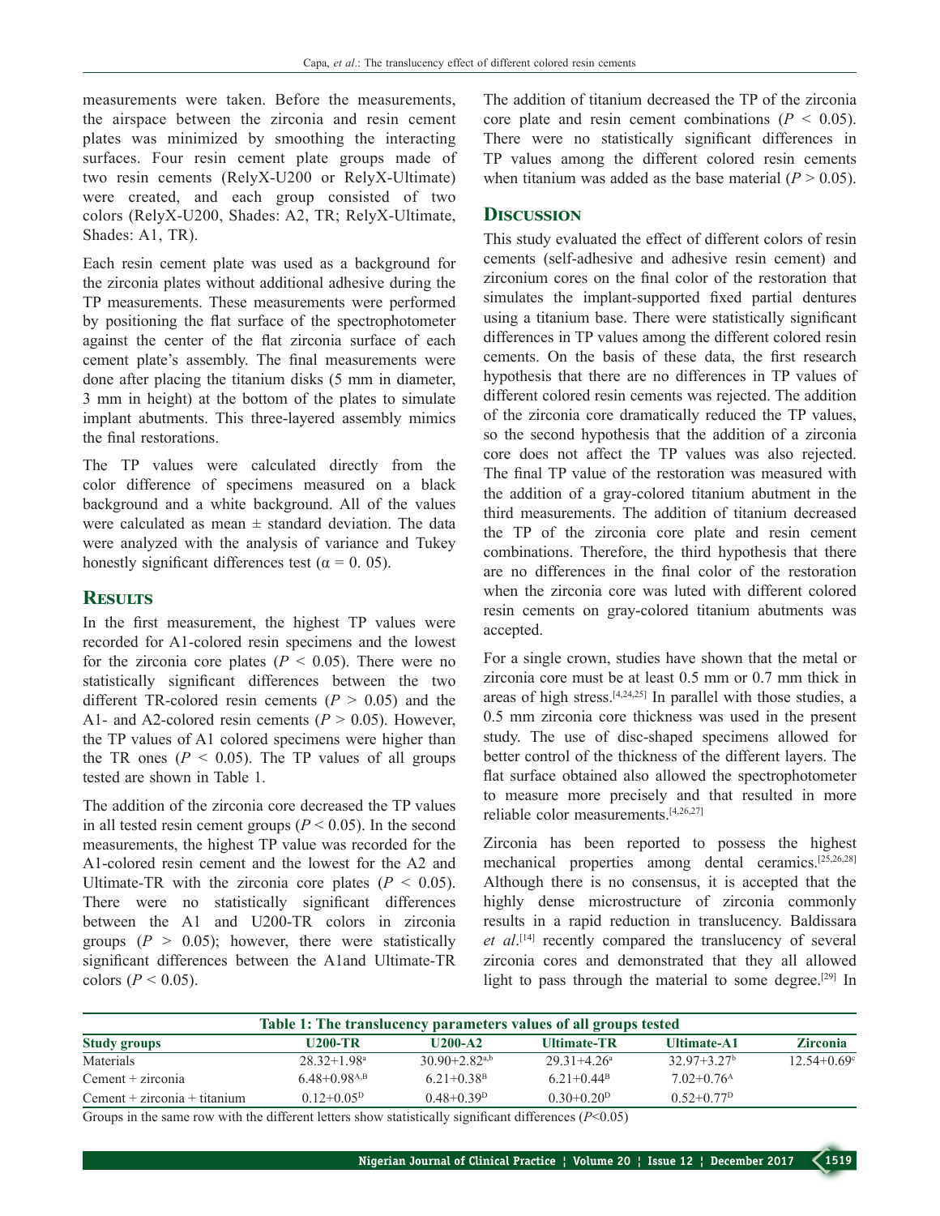measurements were taken. Before the measurements, the airspace between the zirconia and resin cement plates was minimized by smoothing the interacting surfaces. Four resin cement plate groups made of two resin cements (RelyX-U200 or RelyX-Ultimate) were created, and each group consisted of two colors (RelyX-U200, Shades: A2, TR; RelyX-Ultimate, Shades: A1, TR).

Each resin cement plate was used as a background for the zirconia plates without additional adhesive during the TP measurements. These measurements were performed by positioning the flat surface of the spectrophotometer against the center of the flat zirconia surface of each cement plate's assembly. The final measurements were done after placing the titanium disks (5 mm in diameter, 3 mm in height) at the bottom of the plates to simulate implant abutments. This three-layered assembly mimics the final restorations.

The TP values were calculated directly from the color difference of specimens measured on a black background and a white background. All of the values were calculated as mean ± standard deviation. The data were analyzed with the analysis of variance and Tukey honestly significant differences test ($\alpha = 0.05$).

## Results

In the first measurement, the highest TP values were recorded for A1-colored resin specimens and the lowest for the zirconia core plates ($P < 0.05$). There were no statistically significant differences between the two different TR-colored resin cements ($P > 0.05$) and the A1- and A2-colored resin cements ($P > 0.05$). However, the TP values of A1 colored specimens were higher than the TR ones ($P < 0.05$). The TP values of all groups tested are shown in Table 1.

The addition of the zirconia core decreased the TP values in all tested resin cement groups ($P < 0.05$). In the second measurements, the highest TP value was recorded for the A1-colored resin cement and the lowest for the A2 and Ultimate-TR with the zirconia core plates ($P < 0.05$). There were no statistically significant differences between the A1 and U200-TR colors in zirconia groups ($P > 0.05$); however, there were statistically significant differences between the A1and Ultimate-TR colors ($P < 0.05$).

The addition of titanium decreased the TP of the zirconia core plate and resin cement combinations ($P < 0.05$). There were no statistically significant differences in TP values among the different colored resin cements when titanium was added as the base material ($P > 0.05$).

## Discussion

This study evaluated the effect of different colors of resin cements (self-adhesive and adhesive resin cement) and zirconium cores on the final color of the restoration that simulates the implant-supported fixed partial dentures using a titanium base. There were statistically significant differences in TP values among the different colored resin cements. On the basis of these data, the first research hypothesis that there are no differences in TP values of different colored resin cements was rejected. The addition of the zirconia core dramatically reduced the TP values, so the second hypothesis that the addition of a zirconia core does not affect the TP values was also rejected. The final TP value of the restoration was measured with the addition of a gray-colored titanium abutment in the third measurements. The addition of titanium decreased the TP of the zirconia core plate and resin cement combinations. Therefore, the third hypothesis that there are no differences in the final color of the restoration when the zirconia core was luted with different colored resin cements on gray-colored titanium abutments was accepted.

For a single crown, studies have shown that the metal or zirconia core must be at least 0.5 mm or 0.7 mm thick in areas of high stress.[4,24,25] In parallel with those studies, a 0.5 mm zirconia core thickness was used in the present study. The use of disc-shaped specimens allowed for better control of the thickness of the different layers. The flat surface obtained also allowed the spectrophotometer to measure more precisely and that resulted in more reliable color measurements.[4,26,27]

Zirconia has been reported to possess the highest mechanical properties among dental ceramics.[25,26,28] Although there is no consensus, it is accepted that the highly dense microstructure of zirconia commonly results in a rapid reduction in translucency. Baldissara *et al*.[14] recently compared the translucency of several zirconia cores and demonstrated that they all allowed light to pass through the material to some degree.[29] In

**Table 1: The translucency parameters values of all groups tested**

| Study groups | U200-TR | U200-A2 | Ultimate-TR | Ultimate-A1 | Zirconia |
|---|---|---|---|---|---|
| Materials | 28.32+1.98[a] | 30.90+2.82[a,b] | 29.31+4.26[a] | 32.97+3.27[b] | 12.54+0.69[c] |
| Cement + zirconia | 6.48+0.98[A,B] | 6.21+0.38[B] | 6.21+0.44[B] | 7.02+0.76[A] | |
| Cement + zirconia + titanium | 0.12+0.05[D] | 0.48+0.39[D] | 0.30+0.20[D] | 0.52+0.77[D] | |

Groups in the same row with the different letters show statistically significant differences ($P<0.05$)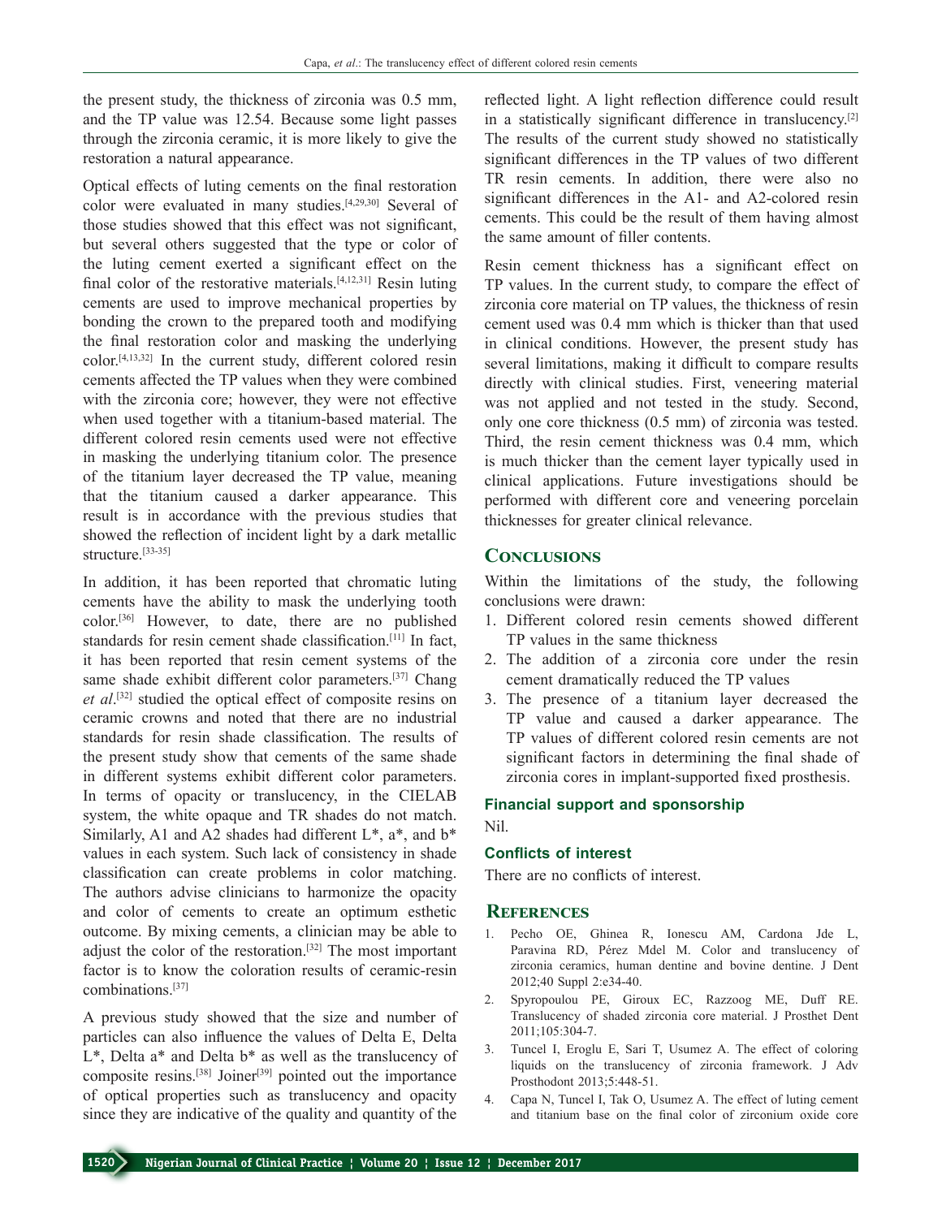the present study, the thickness of zirconia was 0.5 mm, and the TP value was 12.54. Because some light passes through the zirconia ceramic, it is more likely to give the restoration a natural appearance.

Optical effects of luting cements on the final restoration color were evaluated in many studies.[4,29,30] Several of those studies showed that this effect was not significant, but several others suggested that the type or color of the luting cement exerted a significant effect on the final color of the restorative materials.[4,12,31] Resin luting cements are used to improve mechanical properties by bonding the crown to the prepared tooth and modifying the final restoration color and masking the underlying color.[4,13,32] In the current study, different colored resin cements affected the TP values when they were combined with the zirconia core; however, they were not effective when used together with a titanium-based material. The different colored resin cements used were not effective in masking the underlying titanium color. The presence of the titanium layer decreased the TP value, meaning that the titanium caused a darker appearance. This result is in accordance with the previous studies that showed the reflection of incident light by a dark metallic structure.[33-35]

In addition, it has been reported that chromatic luting cements have the ability to mask the underlying tooth color.[36] However, to date, there are no published standards for resin cement shade classification.[11] In fact, it has been reported that resin cement systems of the same shade exhibit different color parameters.[37] Chang *et al*.[32] studied the optical effect of composite resins on ceramic crowns and noted that there are no industrial standards for resin shade classification. The results of the present study show that cements of the same shade in different systems exhibit different color parameters. In terms of opacity or translucency, in the CIELAB system, the white opaque and TR shades do not match. Similarly, A1 and A2 shades had different L*, a*, and b* values in each system. Such lack of consistency in shade classification can create problems in color matching. The authors advise clinicians to harmonize the opacity and color of cements to create an optimum esthetic outcome. By mixing cements, a clinician may be able to adjust the color of the restoration.[32] The most important factor is to know the coloration results of ceramic-resin combinations.[37]

A previous study showed that the size and number of particles can also influence the values of Delta E, Delta L*, Delta a* and Delta b* as well as the translucency of composite resins.[38] Joiner[39] pointed out the importance of optical properties such as translucency and opacity since they are indicative of the quality and quantity of the reflected light. A light reflection difference could result in a statistically significant difference in translucency.[2] The results of the current study showed no statistically significant differences in the TP values of two different TR resin cements. In addition, there were also no significant differences in the A1- and A2-colored resin cements. This could be the result of them having almost the same amount of filler contents.

Resin cement thickness has a significant effect on TP values. In the current study, to compare the effect of zirconia core material on TP values, the thickness of resin cement used was 0.4 mm which is thicker than that used in clinical conditions. However, the present study has several limitations, making it difficult to compare results directly with clinical studies. First, veneering material was not applied and not tested in the study. Second, only one core thickness (0.5 mm) of zirconia was tested. Third, the resin cement thickness was 0.4 mm, which is much thicker than the cement layer typically used in clinical applications. Future investigations should be performed with different core and veneering porcelain thicknesses for greater clinical relevance.

## Conclusions

Within the limitations of the study, the following conclusions were drawn:

1. Different colored resin cements showed different TP values in the same thickness
2. The addition of a zirconia core under the resin cement dramatically reduced the TP values
3. The presence of a titanium layer decreased the TP value and caused a darker appearance. The TP values of different colored resin cements are not significant factors in determining the final shade of zirconia cores in implant-supported fixed prosthesis.

### Financial support and sponsorship

Nil.

### Conflicts of interest

There are no conflicts of interest.

## References

1. Pecho OE, Ghinea R, Ionescu AM, Cardona Jde L, Paravina RD, Pérez Mdel M. Color and translucency of zirconia ceramics, human dentine and bovine dentine. J Dent 2012;40 Suppl 2:e34-40.
2. Spyropoulou PE, Giroux EC, Razzoog ME, Duff RE. Translucency of shaded zirconia core material. J Prosthet Dent 2011;105:304-7.
3. Tuncel I, Eroglu E, Sari T, Usumez A. The effect of coloring liquids on the translucency of zirconia framework. J Adv Prosthodont 2013;5:448-51.
4. Capa N, Tuncel I, Tak O, Usumez A. The effect of luting cement and titanium base on the final color of zirconium oxide core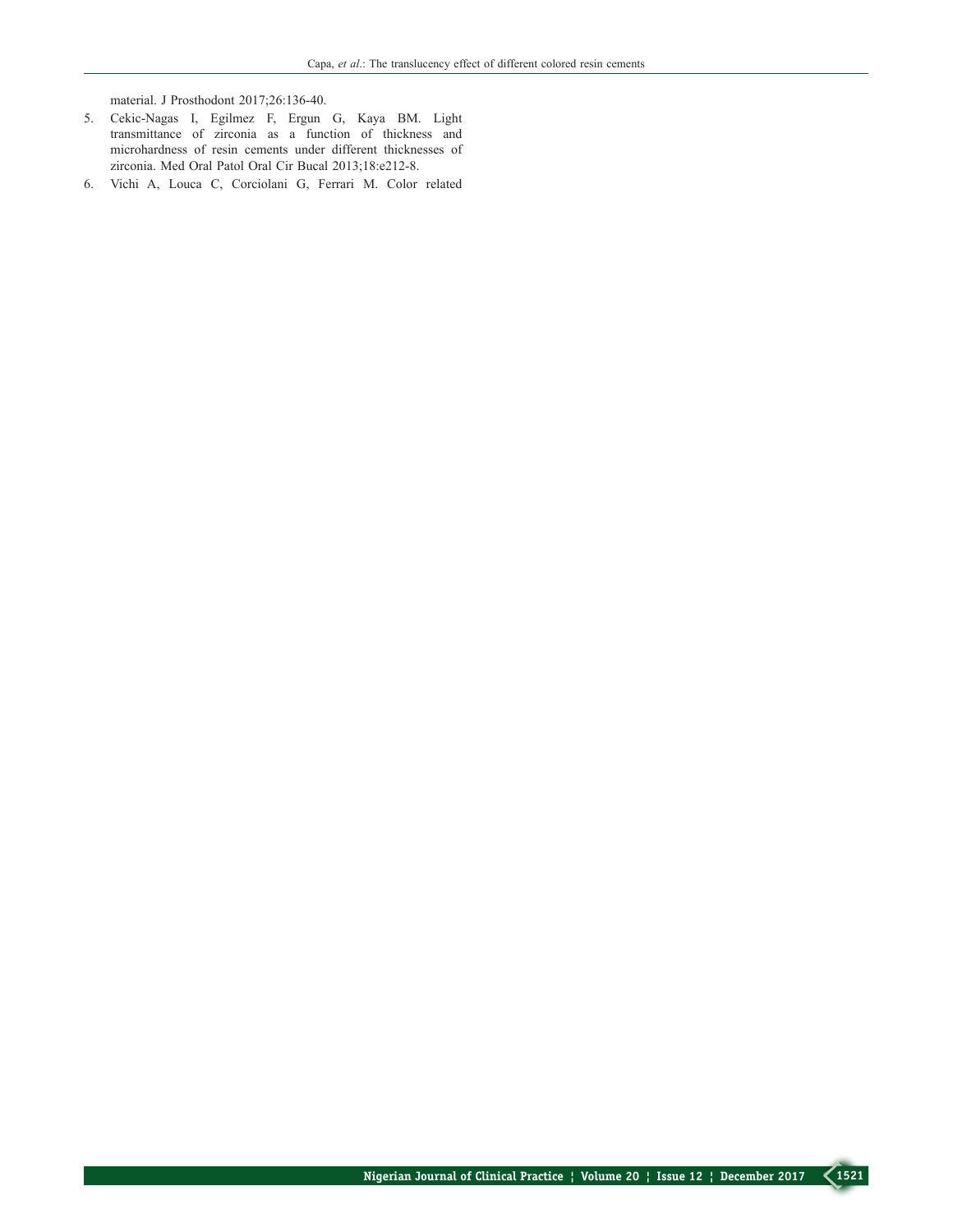material. J Prosthodont 2017;26:136-40.

5. Cekic-Nagas I, Egilmez F, Ergun G, Kaya BM. Light transmittance of zirconia as a function of thickness and microhardness of resin cements under different thicknesses of zirconia. Med Oral Patol Oral Cir Bucal 2013;18:e212-8.
6. Vichi A, Louca C, Corciolani G, Ferrari M. Color related